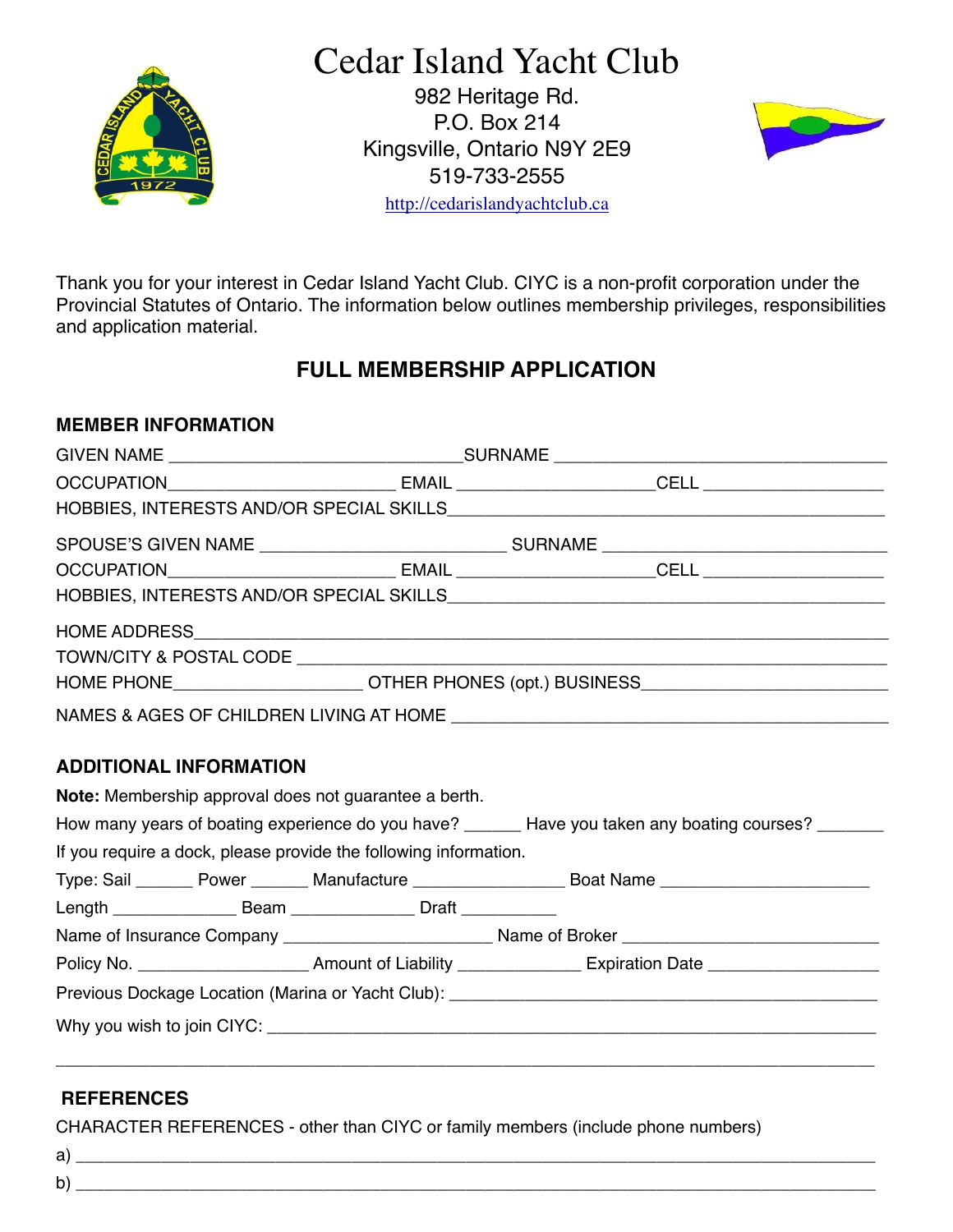# Cedar Island Yacht Club

982 Heritage Rd.
P.O. Box 214
Kingsville, Ontario N9Y 2E9
519-733-2555
http://cedarislandyachtclub.ca

Thank you for your interest in Cedar Island Yacht Club. CIYC is a non-profit corporation under the Provincial Statutes of Ontario. The information below outlines membership privileges, responsibilities and application material.

## FULL MEMBERSHIP APPLICATION

### MEMBER INFORMATION

GIVEN NAME ______________________________SURNAME __________________________________

OCCUPATION_______________________ EMAIL ___________________CELL __________________

HOBBIES, INTERESTS AND/OR SPECIAL SKILLS_________________________________________

SPOUSE'S GIVEN NAME _________________________ SURNAME ___________________________

OCCUPATION_______________________ EMAIL ___________________CELL __________________

HOBBIES, INTERESTS AND/OR SPECIAL SKILLS_________________________________________

HOME ADDRESS_____________________________________________________________________

TOWN/CITY & POSTAL CODE __________________________________________________________

HOME PHONE___________________ OTHER PHONES (opt.) BUSINESS_______________________

NAMES & AGES OF CHILDREN LIVING AT HOME __________________________________________

### ADDITIONAL INFORMATION

**Note:** Membership approval does not guarantee a berth.

How many years of boating experience do you have? ______ Have you taken any boating courses? _______

If you require a dock, please provide the following information.

Type: Sail ______ Power ______ Manufacture _______________ Boat Name _____________________

Length _____________ Beam _____________ Draft __________

Name of Insurance Company _____________________ Name of Broker ________________________

Policy No. __________________ Amount of Liability _____________ Expiration Date _________________

Previous Dockage Location (Marina or Yacht Club): ___________________________________________

Why you wish to join CIYC: ______________________________________________________________

___________________________________________________________________________________

### REFERENCES

CHARACTER REFERENCES - other than CIYC or family members (include phone numbers)

a) ________________________________________________________________________________

b) ________________________________________________________________________________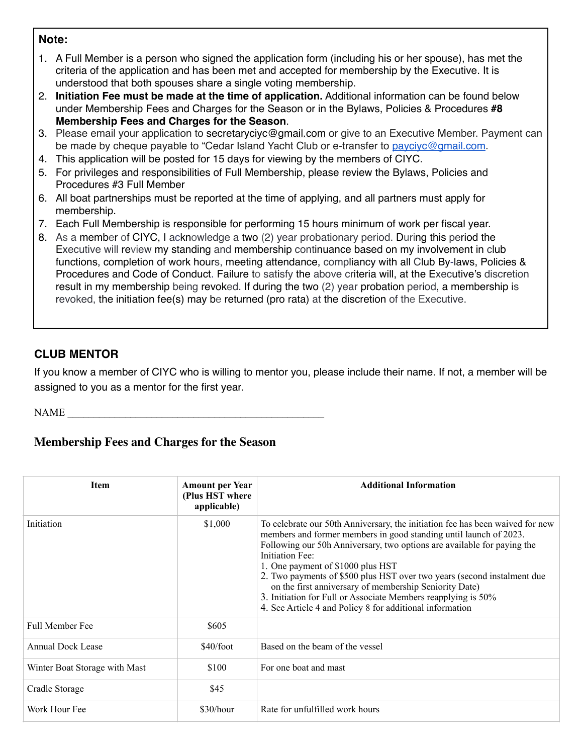**Note:**

1. A Full Member is a person who signed the application form (including his or her spouse), has met the criteria of the application and has been met and accepted for membership by the Executive. It is understood that both spouses share a single voting membership.
2. **Initiation Fee must be made at the time of application.** Additional information can be found below under Membership Fees and Charges for the Season or in the Bylaws, Policies & Procedures **#8 Membership Fees and Charges for the Season**.
3. Please email your application to secretaryciyc@gmail.com or give to an Executive Member. Payment can be made by cheque payable to "Cedar Island Yacht Club or e-transfer to paycivc@gmail.com.
4. This application will be posted for 15 days for viewing by the members of CIYC.
5. For privileges and responsibilities of Full Membership, please review the Bylaws, Policies and Procedures #3 Full Member
6. All boat partnerships must be reported at the time of applying, and all partners must apply for membership.
7. Each Full Membership is responsible for performing 15 hours minimum of work per fiscal year.
8. As a member of CIYC, I acknowledge a two (2) year probationary period. During this period the Executive will review my standing and membership continuance based on my involvement in club functions, completion of work hours, meeting attendance, compliancy with all Club By-laws, Policies & Procedures and Code of Conduct. Failure to satisfy the above criteria will, at the Executive's discretion result in my membership being revoked. If during the two (2) year probation period, a membership is revoked, the initiation fee(s) may be returned (pro rata) at the discretion of the Executive.

### CLUB MENTOR

If you know a member of CIYC who is willing to mentor you, please include their name. If not, a member will be assigned to you as a mentor for the first year.

NAME ____________________________________________________

## Membership Fees and Charges for the Season

| Item | Amount per Year (Plus HST where applicable) | Additional Information |
|---|---|---|
| Initiation | $1,000 | To celebrate our 50th Anniversary, the initiation fee has been waived for new members and former members in good standing until launch of 2023. Following our 50h Anniversary, two options are available for paying the Initiation Fee:<br>1. One payment of $1000 plus HST<br>2. Two payments of $500 plus HST over two years (second instalment due on the first anniversary of membership Seniority Date)<br>3. Initiation for Full or Associate Members reapplying is 50%<br>4. See Article 4 and Policy 8 for additional information |
| Full Member Fee | $605 | |
| Annual Dock Lease | $40/foot | Based on the beam of the vessel |
| Winter Boat Storage with Mast | $100 | For one boat and mast |
| Cradle Storage | $45 | |
| Work Hour Fee | $30/hour | Rate for unfulfilled work hours |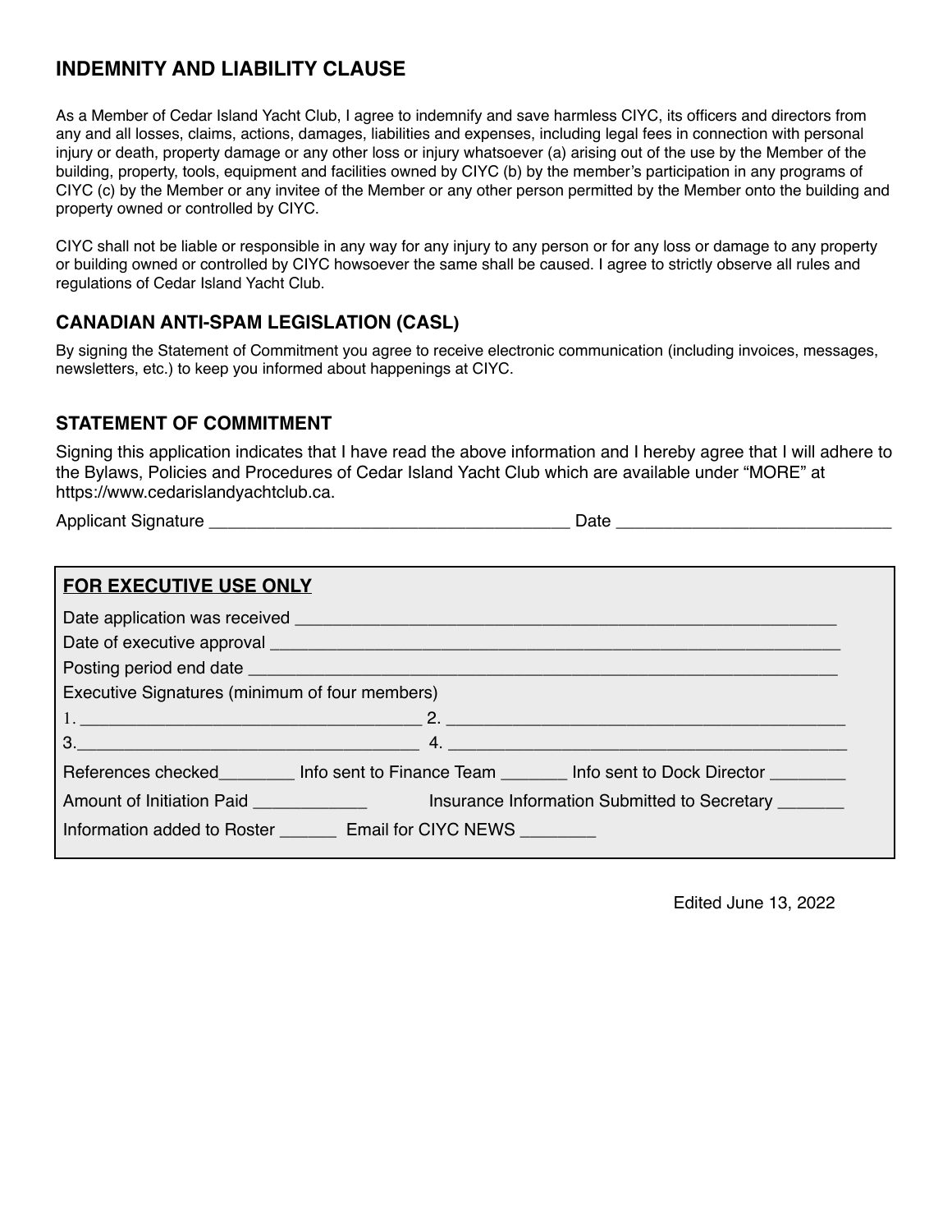## INDEMNITY AND LIABILITY CLAUSE

As a Member of Cedar Island Yacht Club, I agree to indemnify and save harmless CIYC, its officers and directors from any and all losses, claims, actions, damages, liabilities and expenses, including legal fees in connection with personal injury or death, property damage or any other loss or injury whatsoever (a) arising out of the use by the Member of the building, property, tools, equipment and facilities owned by CIYC (b) by the member's participation in any programs of CIYC (c) by the Member or any invitee of the Member or any other person permitted by the Member onto the building and property owned or controlled by CIYC.

CIYC shall not be liable or responsible in any way for any injury to any person or for any loss or damage to any property or building owned or controlled by CIYC howsoever the same shall be caused. I agree to strictly observe all rules and regulations of Cedar Island Yacht Club.

### CANADIAN ANTI-SPAM LEGISLATION (CASL)

By signing the Statement of Commitment you agree to receive electronic communication (including invoices, messages, newsletters, etc.) to keep you informed about happenings at CIYC.

### STATEMENT OF COMMITMENT

Signing this application indicates that I have read the above information and I hereby agree that I will adhere to the Bylaws, Policies and Procedures of Cedar Island Yacht Club which are available under "MORE" at https://www.cedarislandyachtclub.ca.

Applicant Signature ______________________________________ Date _____________________________

**FOR EXECUTIVE USE ONLY**

Date application was received _________________________________________________________

Date of executive approval ___________________________________________________________

Posting period end date _____________________________________________________________

Executive Signatures (minimum of four members)

1. ___________________________________ 2. __________________________________________

3.___________________________________ 4. __________________________________________

References checked________ Info sent to Finance Team _______ Info sent to Dock Director ________

Amount of Initiation Paid ____________ Insurance Information Submitted to Secretary _______

Information added to Roster ______ Email for CIYC NEWS ________

Edited June 13, 2022